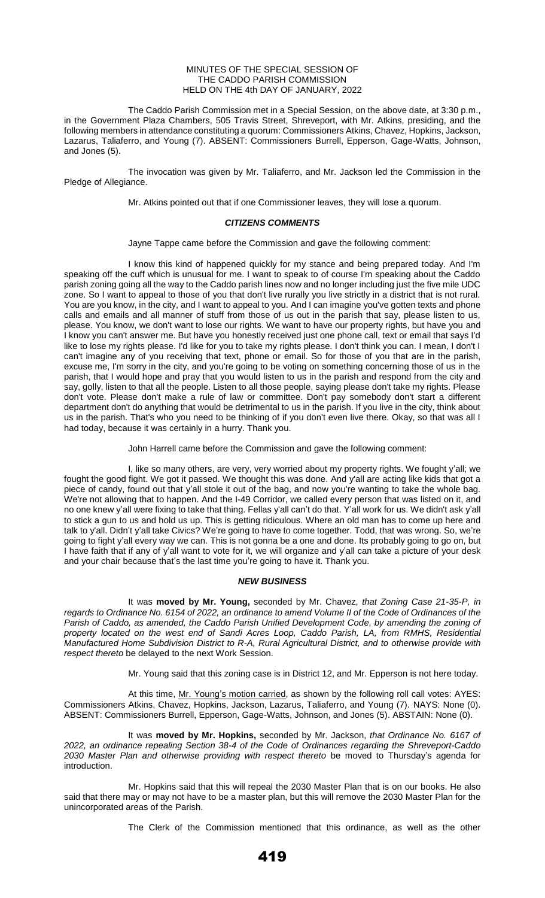MINUTES OF THE SPECIAL SESSION OF
THE CADDO PARISH COMMISSION
HELD ON THE 4th DAY OF JANUARY, 2022

The Caddo Parish Commission met in a Special Session, on the above date, at 3:30 p.m., in the Government Plaza Chambers, 505 Travis Street, Shreveport, with Mr. Atkins, presiding, and the following members in attendance constituting a quorum: Commissioners Atkins, Chavez, Hopkins, Jackson, Lazarus, Taliaferro, and Young (7). ABSENT: Commissioners Burrell, Epperson, Gage-Watts, Johnson, and Jones (5).

The invocation was given by Mr. Taliaferro, and Mr. Jackson led the Commission in the Pledge of Allegiance.

Mr. Atkins pointed out that if one Commissioner leaves, they will lose a quorum.

### *CITIZENS COMMENTS*

Jayne Tappe came before the Commission and gave the following comment:

I know this kind of happened quickly for my stance and being prepared today. And I'm speaking off the cuff which is unusual for me. I want to speak to of course I'm speaking about the Caddo parish zoning going all the way to the Caddo parish lines now and no longer including just the five mile UDC zone. So I want to appeal to those of you that don't live rurally you live strictly in a district that is not rural. You are you know, in the city, and I want to appeal to you. And I can imagine you've gotten texts and phone calls and emails and all manner of stuff from those of us out in the parish that say, please listen to us, please. You know, we don't want to lose our rights. We want to have our property rights, but have you and I know you can't answer me. But have you honestly received just one phone call, text or email that says I'd like to lose my rights please. I'd like for you to take my rights please. I don't think you can. I mean, I don't I can't imagine any of you receiving that text, phone or email. So for those of you that are in the parish, excuse me, I'm sorry in the city, and you're going to be voting on something concerning those of us in the parish, that I would hope and pray that you would listen to us in the parish and respond from the city and say, golly, listen to that all the people. Listen to all those people, saying please don't take my rights. Please don't vote. Please don't make a rule of law or committee. Don't pay somebody don't start a different department don't do anything that would be detrimental to us in the parish. If you live in the city, think about us in the parish. That's who you need to be thinking of if you don't even live there. Okay, so that was all I had today, because it was certainly in a hurry. Thank you.

John Harrell came before the Commission and gave the following comment:

I, like so many others, are very, very worried about my property rights. We fought y'all; we fought the good fight. We got it passed. We thought this was done. And y'all are acting like kids that got a piece of candy, found out that y'all stole it out of the bag, and now you're wanting to take the whole bag. We're not allowing that to happen. And the I-49 Corridor, we called every person that was listed on it, and no one knew y'all were fixing to take that thing. Fellas y'all can't do that. Y'all work for us. We didn't ask y'all to stick a gun to us and hold us up. This is getting ridiculous. Where an old man has to come up here and talk to y'all. Didn't y'all take Civics? We're going to have to come together. Todd, that was wrong. So, we're going to fight y'all every way we can. This is not gonna be a one and done. Its probably going to go on, but I have faith that if any of y'all want to vote for it, we will organize and y'all can take a picture of your desk and your chair because that's the last time you're going to have it. Thank you.

### *NEW BUSINESS*

It was **moved by Mr. Young,** seconded by Mr. Chavez, *that Zoning Case 21-35-P, in regards to Ordinance No. 6154 of 2022, an ordinance to amend Volume II of the Code of Ordinances of the Parish of Caddo, as amended, the Caddo Parish Unified Development Code, by amending the zoning of property located on the west end of Sandi Acres Loop, Caddo Parish, LA, from RMHS, Residential Manufactured Home Subdivision District to R-A, Rural Agricultural District, and to otherwise provide with respect thereto* be delayed to the next Work Session.

Mr. Young said that this zoning case is in District 12, and Mr. Epperson is not here today.

At this time, Mr. Young's motion carried, as shown by the following roll call votes: AYES: Commissioners Atkins, Chavez, Hopkins, Jackson, Lazarus, Taliaferro, and Young (7). NAYS: None (0). ABSENT: Commissioners Burrell, Epperson, Gage-Watts, Johnson, and Jones (5). ABSTAIN: None (0).

It was **moved by Mr. Hopkins,** seconded by Mr. Jackson, *that Ordinance No. 6167 of 2022, an ordinance repealing Section 38-4 of the Code of Ordinances regarding the Shreveport-Caddo 2030 Master Plan and otherwise providing with respect thereto* be moved to Thursday's agenda for introduction.

Mr. Hopkins said that this will repeal the 2030 Master Plan that is on our books. He also said that there may or may not have to be a master plan, but this will remove the 2030 Master Plan for the unincorporated areas of the Parish.

The Clerk of the Commission mentioned that this ordinance, as well as the other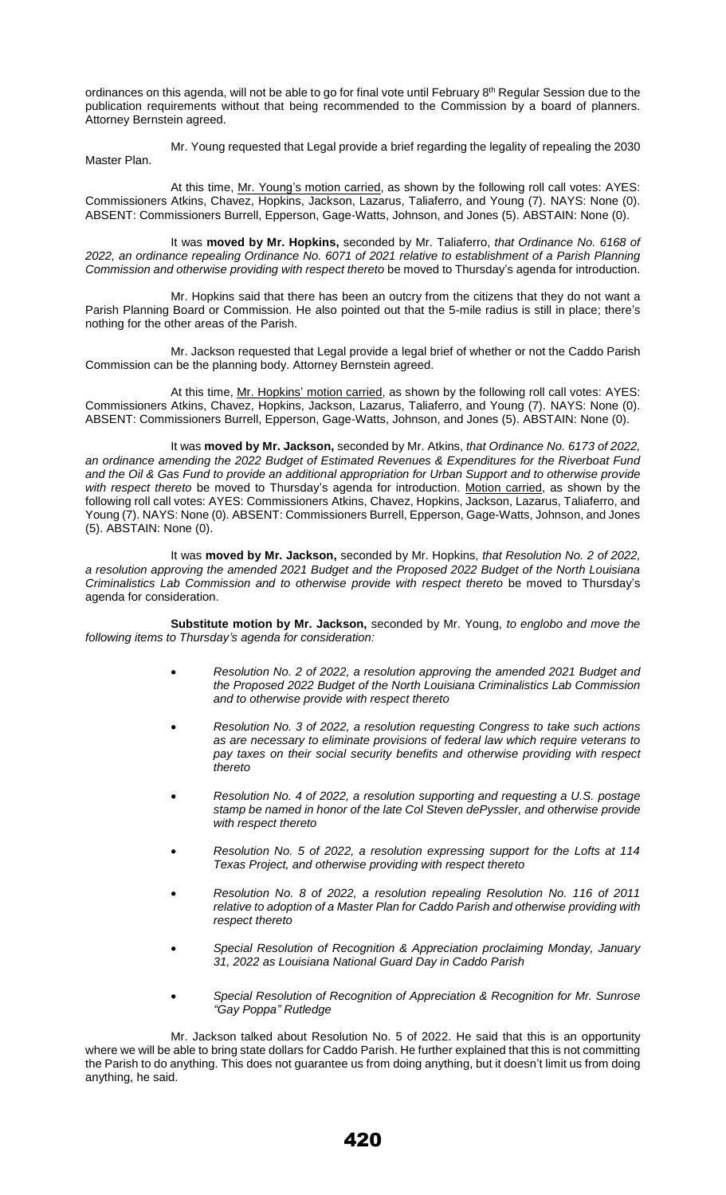ordinances on this agenda, will not be able to go for final vote until February 8th Regular Session due to the publication requirements without that being recommended to the Commission by a board of planners. Attorney Bernstein agreed.

Mr. Young requested that Legal provide a brief regarding the legality of repealing the 2030 Master Plan.

At this time, Mr. Young's motion carried, as shown by the following roll call votes: AYES: Commissioners Atkins, Chavez, Hopkins, Jackson, Lazarus, Taliaferro, and Young (7). NAYS: None (0). ABSENT: Commissioners Burrell, Epperson, Gage-Watts, Johnson, and Jones (5). ABSTAIN: None (0).

It was **moved by Mr. Hopkins,** seconded by Mr. Taliaferro, *that Ordinance No. 6168 of 2022, an ordinance repealing Ordinance No. 6071 of 2021 relative to establishment of a Parish Planning Commission and otherwise providing with respect thereto* be moved to Thursday's agenda for introduction.

Mr. Hopkins said that there has been an outcry from the citizens that they do not want a Parish Planning Board or Commission. He also pointed out that the 5-mile radius is still in place; there's nothing for the other areas of the Parish.

Mr. Jackson requested that Legal provide a legal brief of whether or not the Caddo Parish Commission can be the planning body. Attorney Bernstein agreed.

At this time, Mr. Hopkins' motion carried, as shown by the following roll call votes: AYES: Commissioners Atkins, Chavez, Hopkins, Jackson, Lazarus, Taliaferro, and Young (7). NAYS: None (0). ABSENT: Commissioners Burrell, Epperson, Gage-Watts, Johnson, and Jones (5). ABSTAIN: None (0).

It was **moved by Mr. Jackson,** seconded by Mr. Atkins, *that Ordinance No. 6173 of 2022, an ordinance amending the 2022 Budget of Estimated Revenues & Expenditures for the Riverboat Fund and the Oil & Gas Fund to provide an additional appropriation for Urban Support and to otherwise provide with respect thereto* be moved to Thursday's agenda for introduction. Motion carried, as shown by the following roll call votes: AYES: Commissioners Atkins, Chavez, Hopkins, Jackson, Lazarus, Taliaferro, and Young (7). NAYS: None (0). ABSENT: Commissioners Burrell, Epperson, Gage-Watts, Johnson, and Jones (5). ABSTAIN: None (0).

It was **moved by Mr. Jackson,** seconded by Mr. Hopkins, *that Resolution No. 2 of 2022, a resolution approving the amended 2021 Budget and the Proposed 2022 Budget of the North Louisiana Criminalistics Lab Commission and to otherwise provide with respect thereto* be moved to Thursday's agenda for consideration.

**Substitute motion by Mr. Jackson,** seconded by Mr. Young, *to englobo and move the following items to Thursday's agenda for consideration:*

- *Resolution No. 2 of 2022, a resolution approving the amended 2021 Budget and the Proposed 2022 Budget of the North Louisiana Criminalistics Lab Commission and to otherwise provide with respect thereto*
- *Resolution No. 3 of 2022, a resolution requesting Congress to take such actions as are necessary to eliminate provisions of federal law which require veterans to pay taxes on their social security benefits and otherwise providing with respect thereto*
- *Resolution No. 4 of 2022, a resolution supporting and requesting a U.S. postage stamp be named in honor of the late Col Steven dePyssler, and otherwise provide with respect thereto*
- *Resolution No. 5 of 2022, a resolution expressing support for the Lofts at 114 Texas Project, and otherwise providing with respect thereto*
- *Resolution No. 8 of 2022, a resolution repealing Resolution No. 116 of 2011 relative to adoption of a Master Plan for Caddo Parish and otherwise providing with respect thereto*
- *Special Resolution of Recognition & Appreciation proclaiming Monday, January 31, 2022 as Louisiana National Guard Day in Caddo Parish*
- *Special Resolution of Recognition of Appreciation & Recognition for Mr. Sunrose "Gay Poppa" Rutledge*

Mr. Jackson talked about Resolution No. 5 of 2022. He said that this is an opportunity where we will be able to bring state dollars for Caddo Parish. He further explained that this is not committing the Parish to do anything. This does not guarantee us from doing anything, but it doesn't limit us from doing anything, he said.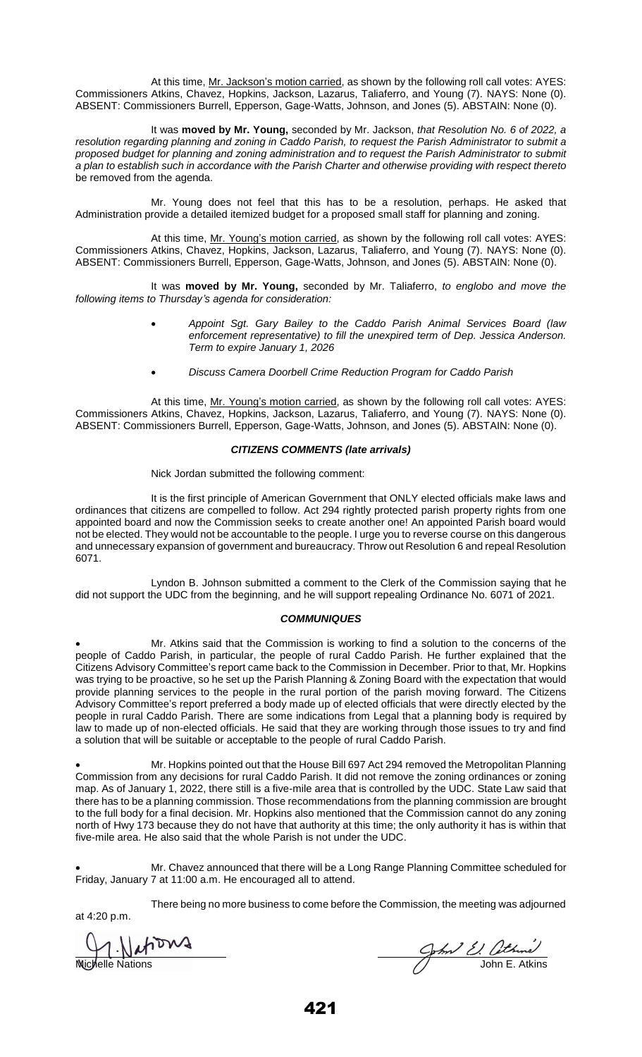At this time, <u>Mr. Jackson's motion carried</u>, as shown by the following roll call votes: AYES: Commissioners Atkins, Chavez, Hopkins, Jackson, Lazarus, Taliaferro, and Young (7). NAYS: None (0). ABSENT: Commissioners Burrell, Epperson, Gage-Watts, Johnson, and Jones (5). ABSTAIN: None (0).

It was **moved by Mr. Young,** seconded by Mr. Jackson, *that Resolution No. 6 of 2022, a resolution regarding planning and zoning in Caddo Parish, to request the Parish Administrator to submit a proposed budget for planning and zoning administration and to request the Parish Administrator to submit a plan to establish such in accordance with the Parish Charter and otherwise providing with respect thereto* be removed from the agenda.

Mr. Young does not feel that this has to be a resolution, perhaps. He asked that Administration provide a detailed itemized budget for a proposed small staff for planning and zoning.

At this time, <u>Mr. Young's motion carried</u>, as shown by the following roll call votes: AYES: Commissioners Atkins, Chavez, Hopkins, Jackson, Lazarus, Taliaferro, and Young (7). NAYS: None (0). ABSENT: Commissioners Burrell, Epperson, Gage-Watts, Johnson, and Jones (5). ABSTAIN: None (0).

It was **moved by Mr. Young,** seconded by Mr. Taliaferro, *to englobo and move the following items to Thursday's agenda for consideration:*

- *Appoint Sgt. Gary Bailey to the Caddo Parish Animal Services Board (law enforcement representative) to fill the unexpired term of Dep. Jessica Anderson. Term to expire January 1, 2026*
- *Discuss Camera Doorbell Crime Reduction Program for Caddo Parish*

At this time, <u>Mr. Young's motion carried</u>, as shown by the following roll call votes: AYES: Commissioners Atkins, Chavez, Hopkins, Jackson, Lazarus, Taliaferro, and Young (7). NAYS: None (0). ABSENT: Commissioners Burrell, Epperson, Gage-Watts, Johnson, and Jones (5). ABSTAIN: None (0).

### *CITIZENS COMMENTS (late arrivals)*

Nick Jordan submitted the following comment:

It is the first principle of American Government that ONLY elected officials make laws and ordinances that citizens are compelled to follow. Act 294 rightly protected parish property rights from one appointed board and now the Commission seeks to create another one! An appointed Parish board would not be elected. They would not be accountable to the people. I urge you to reverse course on this dangerous and unnecessary expansion of government and bureaucracy. Throw out Resolution 6 and repeal Resolution 6071.

Lyndon B. Johnson submitted a comment to the Clerk of the Commission saying that he did not support the UDC from the beginning, and he will support repealing Ordinance No. 6071 of 2021.

### *COMMUNIQUES*

- Mr. Atkins said that the Commission is working to find a solution to the concerns of the people of Caddo Parish, in particular, the people of rural Caddo Parish. He further explained that the Citizens Advisory Committee's report came back to the Commission in December. Prior to that, Mr. Hopkins was trying to be proactive, so he set up the Parish Planning & Zoning Board with the expectation that would provide planning services to the people in the rural portion of the parish moving forward. The Citizens Advisory Committee's report preferred a body made up of elected officials that were directly elected by the people in rural Caddo Parish. There are some indications from Legal that a planning body is required by law to made up of non-elected officials. He said that they are working through those issues to try and find a solution that will be suitable or acceptable to the people of rural Caddo Parish.

- Mr. Hopkins pointed out that the House Bill 697 Act 294 removed the Metropolitan Planning Commission from any decisions for rural Caddo Parish. It did not remove the zoning ordinances or zoning map. As of January 1, 2022, there still is a five-mile area that is controlled by the UDC. State Law said that there has to be a planning commission. Those recommendations from the planning commission are brought to the full body for a final decision. Mr. Hopkins also mentioned that the Commission cannot do any zoning north of Hwy 173 because they do not have that authority at this time; the only authority it has is within that five-mile area. He also said that the whole Parish is not under the UDC.

- Mr. Chavez announced that there will be a Long Range Planning Committee scheduled for Friday, January 7 at 11:00 a.m. He encouraged all to attend.

There being no more business to come before the Commission, the meeting was adjourned at 4:20 p.m.

Michelle Nations　　　　　　　　　　　　　　　　　　John E. Atkins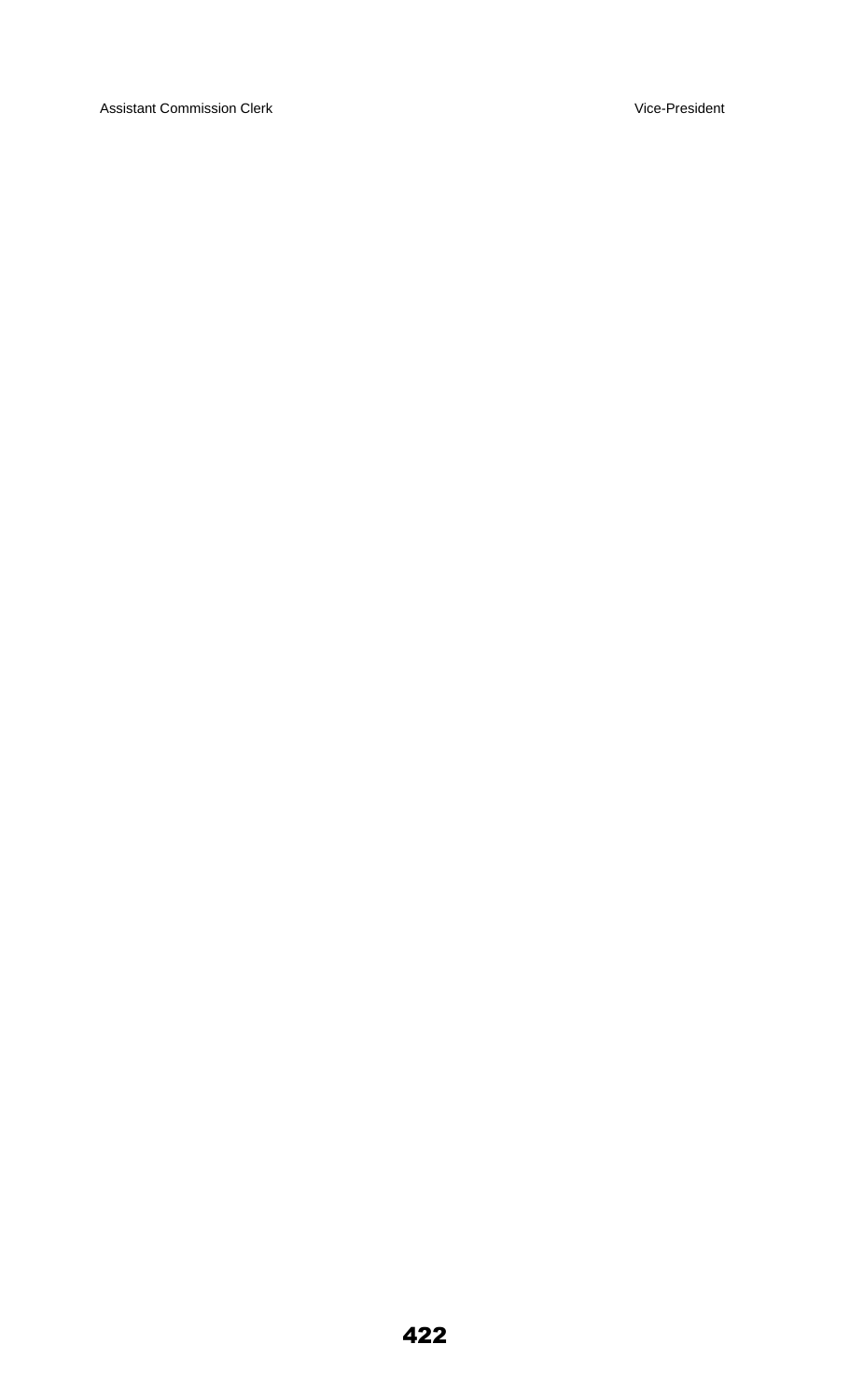Assistant Commission Clerk Vice-President